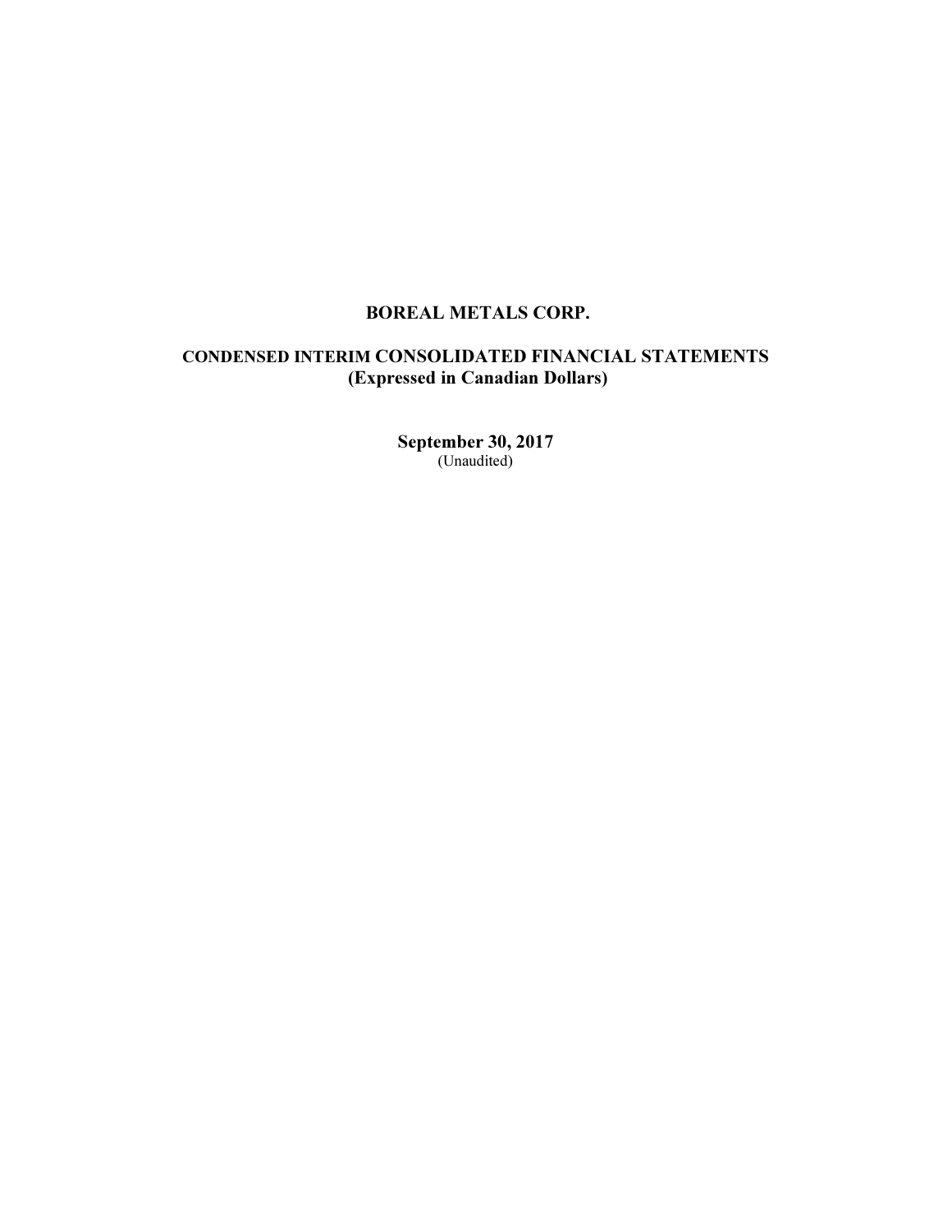# BOREAL METALS CORP.

## CONDENSED INTERIM CONSOLIDATED FINANCIAL STATEMENTS
## (Expressed in Canadian Dollars)

**September 30, 2017**
(Unaudited)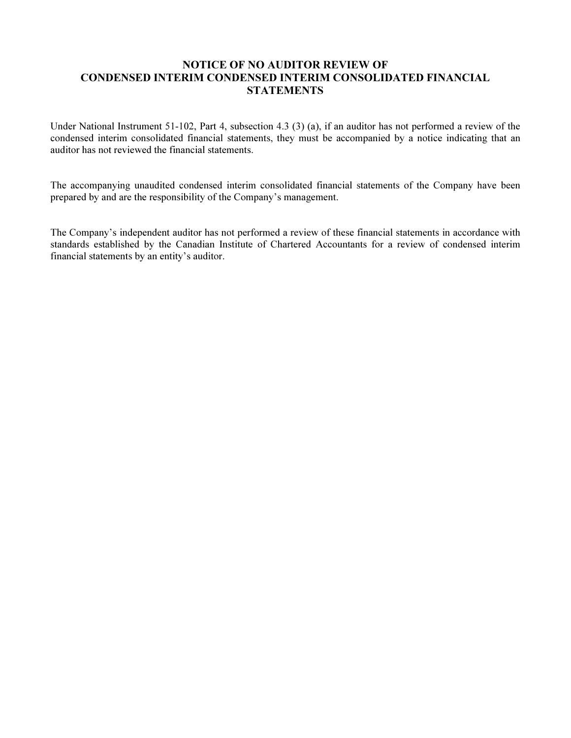# NOTICE OF NO AUDITOR REVIEW OF CONDENSED INTERIM CONDENSED INTERIM CONSOLIDATED FINANCIAL STATEMENTS

Under National Instrument 51-102, Part 4, subsection 4.3 (3) (a), if an auditor has not performed a review of the condensed interim consolidated financial statements, they must be accompanied by a notice indicating that an auditor has not reviewed the financial statements.

The accompanying unaudited condensed interim consolidated financial statements of the Company have been prepared by and are the responsibility of the Company's management.

The Company's independent auditor has not performed a review of these financial statements in accordance with standards established by the Canadian Institute of Chartered Accountants for a review of condensed interim financial statements by an entity's auditor.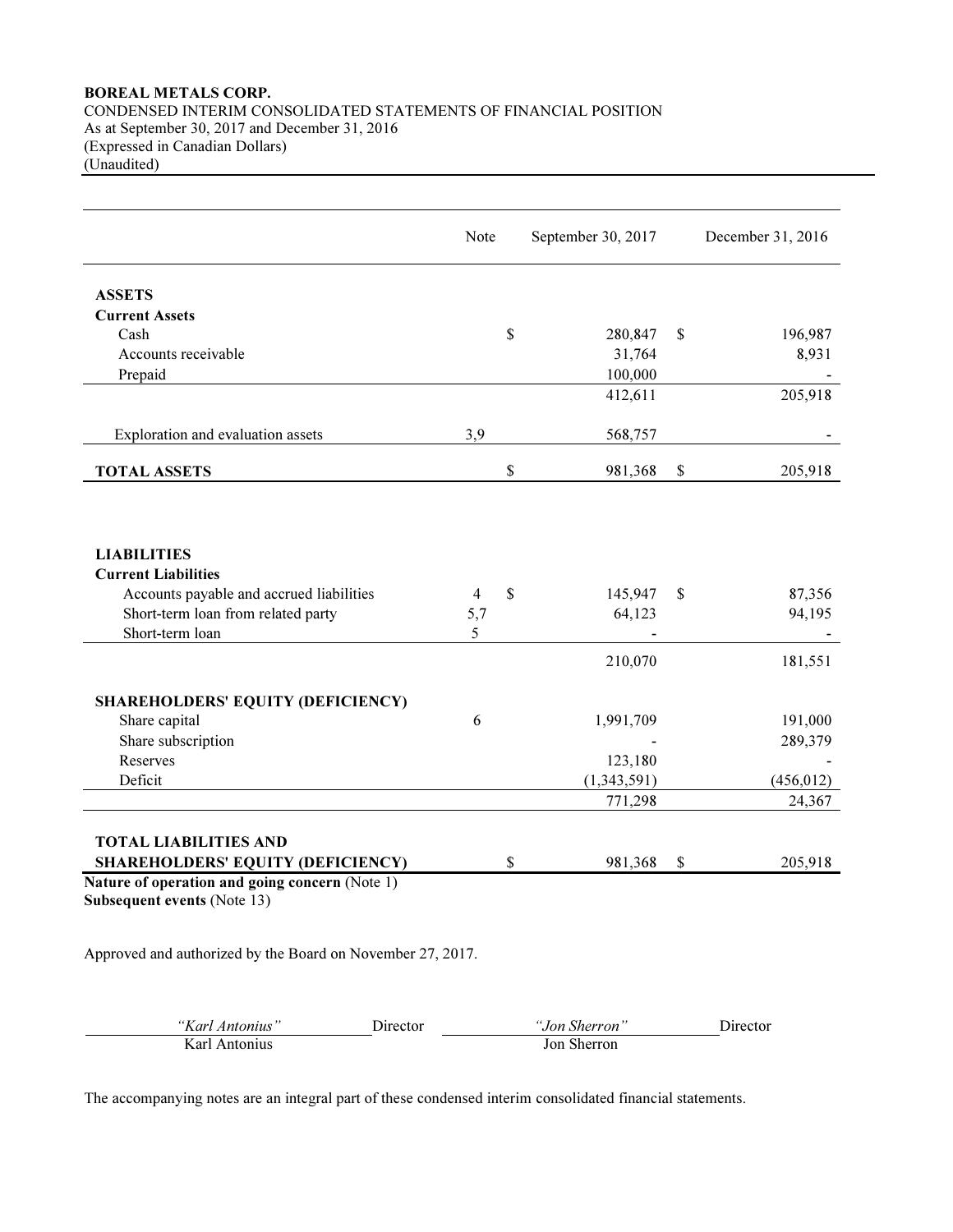**BOREAL METALS CORP.**
CONDENSED INTERIM CONSOLIDATED STATEMENTS OF FINANCIAL POSITION
As at September 30, 2017 and December 31, 2016
(Expressed in Canadian Dollars)
(Unaudited)

| | Note | September 30, 2017 | December 31, 2016 |
|---|---|---|---|
| **ASSETS** | | | |
| **Current Assets** | | | |
| Cash | | $ 280,847 | $ 196,987 |
| Accounts receivable | | 31,764 | 8,931 |
| Prepaid | | 100,000 | - |
| | | 412,611 | 205,918 |
| Exploration and evaluation assets | 3,9 | 568,757 | - |
| **TOTAL ASSETS** | | $ 981,368 | $ 205,918 |
| **LIABILITIES** | | | |
| **Current Liabilities** | | | |
| Accounts payable and accrued liabilities | 4 | $ 145,947 | $ 87,356 |
| Short-term loan from related party | 5,7 | 64,123 | 94,195 |
| Short-term loan | 5 | - | - |
| | | 210,070 | 181,551 |
| **SHAREHOLDERS' EQUITY (DEFICIENCY)** | | | |
| Share capital | 6 | 1,991,709 | 191,000 |
| Share subscription | | - | 289,379 |
| Reserves | | 123,180 | - |
| Deficit | | (1,343,591) | (456,012) |
| | | 771,298 | 24,367 |
| **TOTAL LIABILITIES AND SHAREHOLDERS' EQUITY (DEFICIENCY)** | | $ 981,368 | $ 205,918 |

**Nature of operation and going concern** (Note 1)
**Subsequent events** (Note 13)

Approved and authorized by the Board on November 27, 2017.

| *"Karl Antonius"* | Director | *"Jon Sherron"* | Director |
|---|---|---|---|
| Karl Antonius | | Jon Sherron | |

The accompanying notes are an integral part of these condensed interim consolidated financial statements.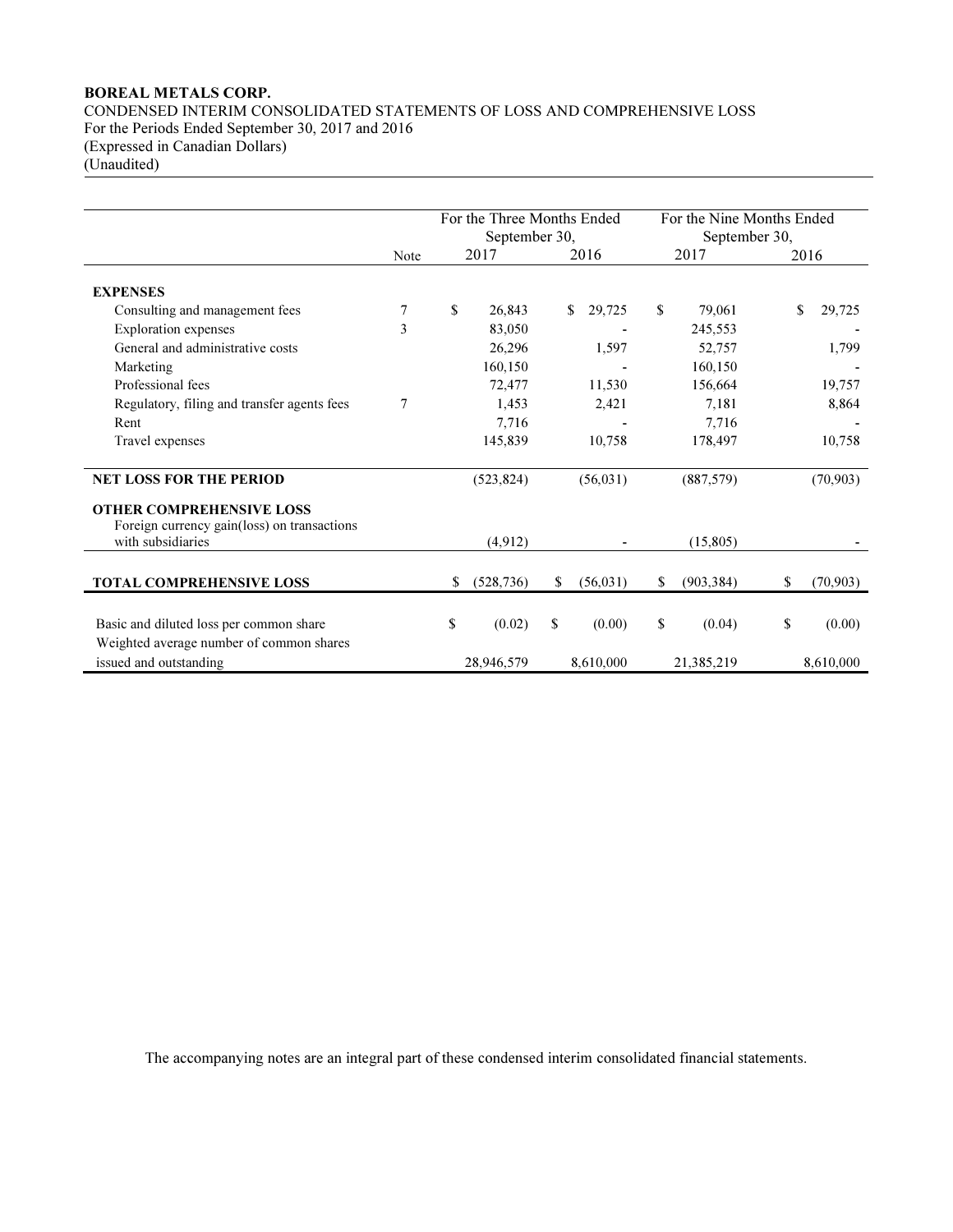**BOREAL METALS CORP.**
CONDENSED INTERIM CONSOLIDATED STATEMENTS OF LOSS AND COMPREHENSIVE LOSS
For the Periods Ended September 30, 2017 and 2016
(Expressed in Canadian Dollars)
(Unaudited)

| | Note | For the Three Months Ended September 30, | | For the Nine Months Ended September 30, | |
|---|---|---|---|---|---|
| | | 2017 | 2016 | 2017 | 2016 |
| **EXPENSES** | | | | | |
| Consulting and management fees | 7 | $ 26,843 | $ 29,725 | $ 79,061 | $ 29,725 |
| Exploration expenses | 3 | 83,050 | - | 245,553 | - |
| General and administrative costs | | 26,296 | 1,597 | 52,757 | 1,799 |
| Marketing | | 160,150 | - | 160,150 | - |
| Professional fees | | 72,477 | 11,530 | 156,664 | 19,757 |
| Regulatory, filing and transfer agents fees | 7 | 1,453 | 2,421 | 7,181 | 8,864 |
| Rent | | 7,716 | - | 7,716 | - |
| Travel expenses | | 145,839 | 10,758 | 178,497 | 10,758 |
| **NET LOSS FOR THE PERIOD** | | (523,824) | (56,031) | (887,579) | (70,903) |
| **OTHER COMPREHENSIVE LOSS** | | | | | |
| Foreign currency gain(loss) on transactions with subsidiaries | | (4,912) | - | (15,805) | - |
| **TOTAL COMPREHENSIVE LOSS** | | $ (528,736) | $ (56,031) | $ (903,384) | $ (70,903) |
| Basic and diluted loss per common share | | $ (0.02) | $ (0.00) | $ (0.04) | $ (0.00) |
| Weighted average number of common shares issued and outstanding | | 28,946,579 | 8,610,000 | 21,385,219 | 8,610,000 |

The accompanying notes are an integral part of these condensed interim consolidated financial statements.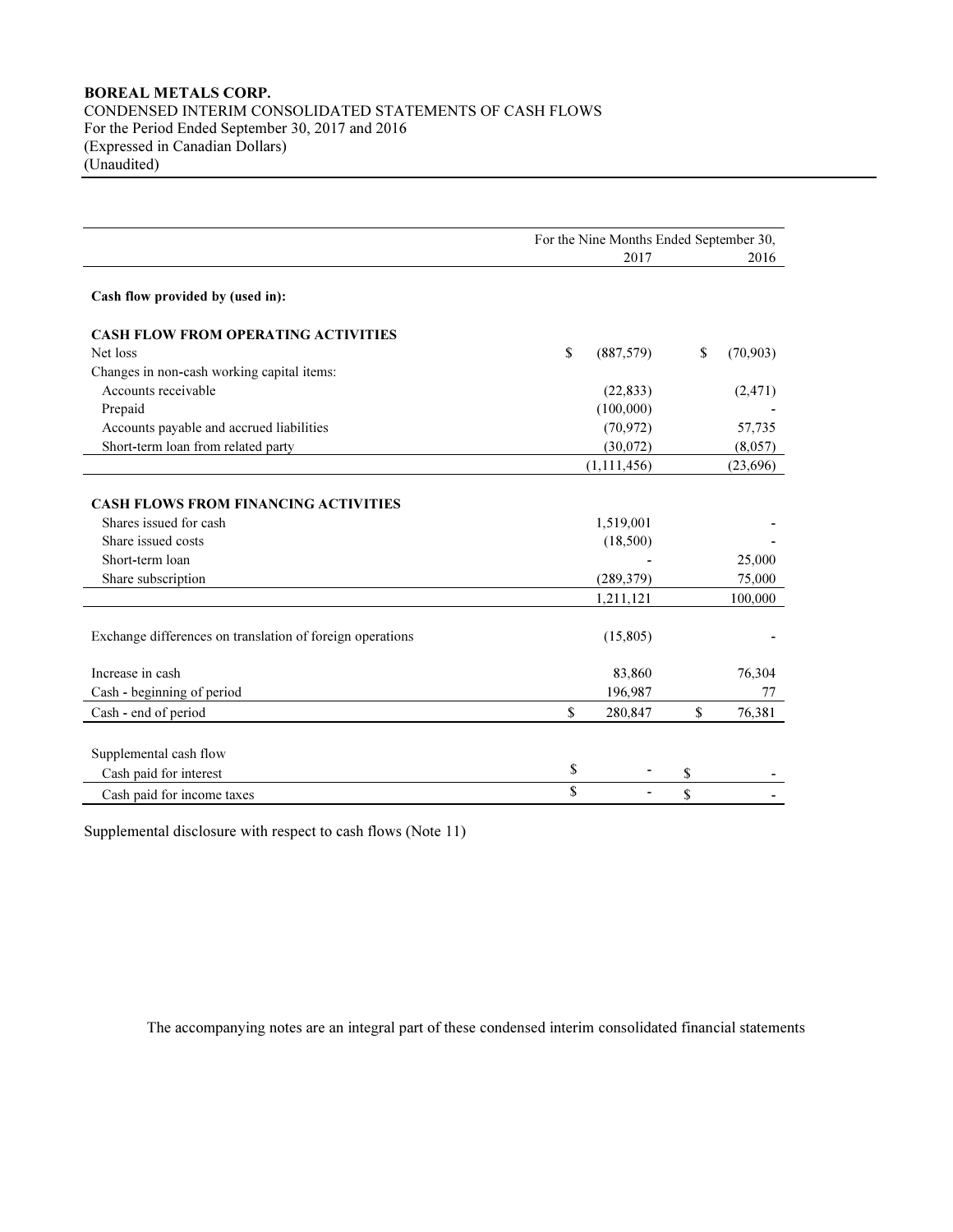**BOREAL METALS CORP.**
CONDENSED INTERIM CONSOLIDATED STATEMENTS OF CASH FLOWS
For the Period Ended September 30, 2017 and 2016
(Expressed in Canadian Dollars)
(Unaudited)

| | For the Nine Months Ended September 30, 2017 | 2016 |
|---|---|---|
| **Cash flow provided by (used in):** | | |
| **CASH FLOW FROM OPERATING ACTIVITIES** | | |
| Net loss | $ (887,579) | $ (70,903) |
| Changes in non-cash working capital items: | | |
| Accounts receivable | (22,833) | (2,471) |
| Prepaid | (100,000) | - |
| Accounts payable and accrued liabilities | (70,972) | 57,735 |
| Short-term loan from related party | (30,072) | (8,057) |
| | (1,111,456) | (23,696) |
| **CASH FLOWS FROM FINANCING ACTIVITIES** | | |
| Shares issued for cash | 1,519,001 | - |
| Share issued costs | (18,500) | - |
| Short-term loan | - | 25,000 |
| Share subscription | (289,379) | 75,000 |
| | 1,211,121 | 100,000 |
| Exchange differences on translation of foreign operations | (15,805) | - |
| Increase in cash | 83,860 | 76,304 |
| Cash - beginning of period | 196,987 | 77 |
| Cash - end of period | $ 280,847 | $ 76,381 |
| Supplemental cash flow | | |
| Cash paid for interest | $ - | $ - |
| Cash paid for income taxes | $ - | $ - |

Supplemental disclosure with respect to cash flows (Note 11)

The accompanying notes are an integral part of these condensed interim consolidated financial statements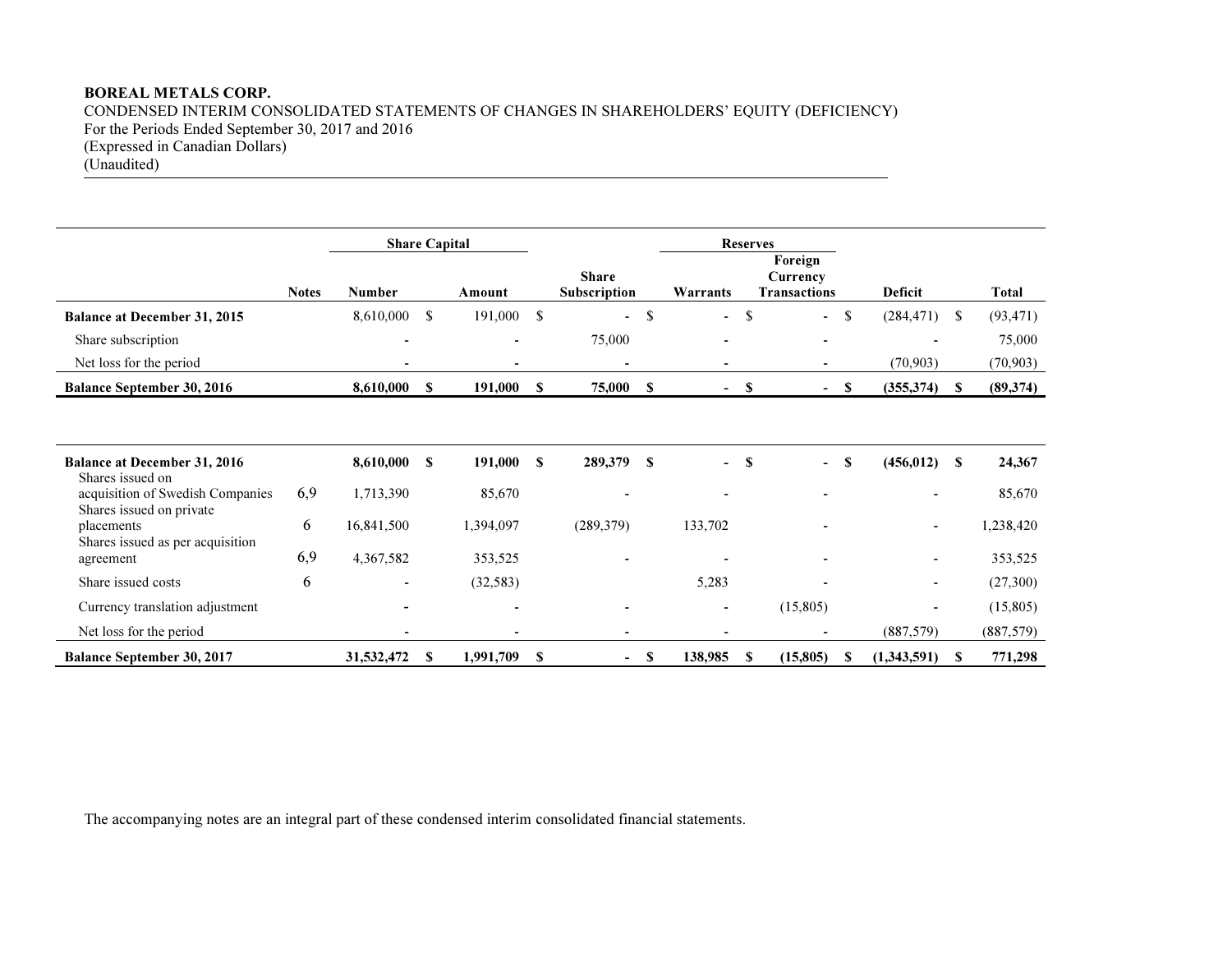**BOREAL METALS CORP.**
CONDENSED INTERIM CONSOLIDATED STATEMENTS OF CHANGES IN SHAREHOLDERS' EQUITY (DEFICIENCY)
For the Periods Ended September 30, 2017 and 2016
(Expressed in Canadian Dollars)
(Unaudited)

| | | Share Capital | | | Reserves | | | |
|---|---|---|---|---|---|---|---|---|
| | Notes | Number | Amount | Share Subscription | Warrants | Foreign Currency Transactions | Deficit | Total |
| **Balance at December 31, 2015** | | 8,610,000 | $ 191,000 | $ - | $ - | $ - | $ (284,471) | $ (93,471) |
| Share subscription | | - | - | 75,000 | - | - | - | 75,000 |
| Net loss for the period | | - | - | - | - | - | (70,903) | (70,903) |
| **Balance September 30, 2016** | | **8,610,000** | **$ 191,000** | **$ 75,000** | **$ -** | **$ -** | **$ (355,374)** | **$ (89,374)** |
| | | | | | | | | |
| **Balance at December 31, 2016** | | **8,610,000** | **$ 191,000** | **$ 289,379** | **$ -** | **$ -** | **$ (456,012)** | **$ 24,367** |
| Shares issued on acquisition of Swedish Companies | 6,9 | 1,713,390 | 85,670 | - | - | - | - | 85,670 |
| Shares issued on private placements | 6 | 16,841,500 | 1,394,097 | (289,379) | 133,702 | - | - | 1,238,420 |
| Shares issued as per acquisition agreement | 6,9 | 4,367,582 | 353,525 | - | - | - | - | 353,525 |
| Share issued costs | 6 | - | (32,583) | | 5,283 | - | - | (27,300) |
| Currency translation adjustment | | - | - | - | - | (15,805) | - | (15,805) |
| Net loss for the period | | - | - | - | - | - | (887,579) | (887,579) |
| **Balance September 30, 2017** | | **31,532,472** | **$ 1,991,709** | **$ -** | **$ 138,985** | **$ (15,805)** | **$ (1,343,591)** | **$ 771,298** |

The accompanying notes are an integral part of these condensed interim consolidated financial statements.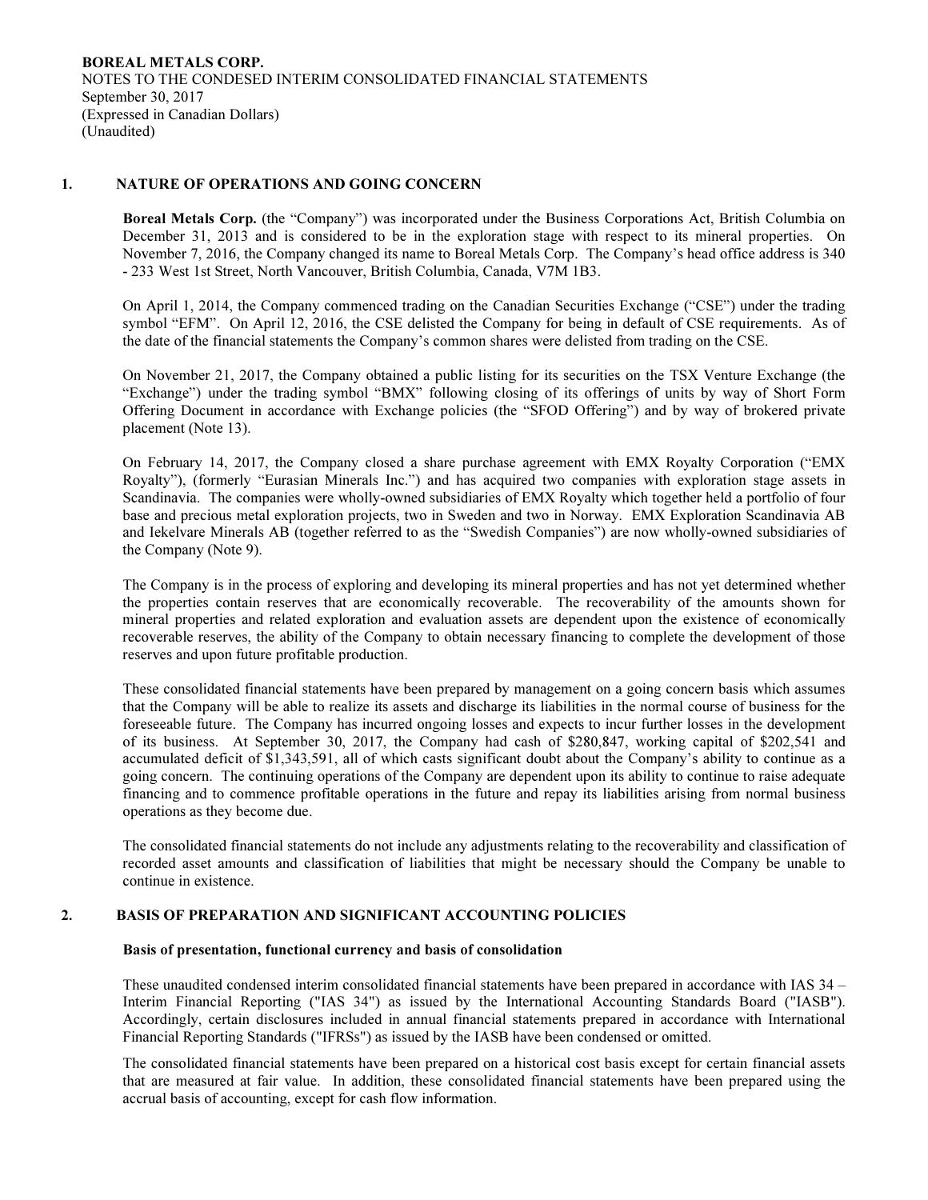**BOREAL METALS CORP.**
NOTES TO THE CONDENSED INTERIM CONSOLIDATED FINANCIAL STATEMENTS
September 30, 2017
(Expressed in Canadian Dollars)
(Unaudited)

## 1. NATURE OF OPERATIONS AND GOING CONCERN

**Boreal Metals Corp.** (the "Company") was incorporated under the Business Corporations Act, British Columbia on December 31, 2013 and is considered to be in the exploration stage with respect to its mineral properties. On November 7, 2016, the Company changed its name to Boreal Metals Corp. The Company's head office address is 340 - 233 West 1st Street, North Vancouver, British Columbia, Canada, V7M 1B3.

On April 1, 2014, the Company commenced trading on the Canadian Securities Exchange ("CSE") under the trading symbol "EFM". On April 12, 2016, the CSE delisted the Company for being in default of CSE requirements. As of the date of the financial statements the Company's common shares were delisted from trading on the CSE.

On November 21, 2017, the Company obtained a public listing for its securities on the TSX Venture Exchange (the "Exchange") under the trading symbol "BMX" following closing of its offerings of units by way of Short Form Offering Document in accordance with Exchange policies (the "SFOD Offering") and by way of brokered private placement (Note 13).

On February 14, 2017, the Company closed a share purchase agreement with EMX Royalty Corporation ("EMX Royalty"), (formerly "Eurasian Minerals Inc.") and has acquired two companies with exploration stage assets in Scandinavia. The companies were wholly-owned subsidiaries of EMX Royalty which together held a portfolio of four base and precious metal exploration projects, two in Sweden and two in Norway. EMX Exploration Scandinavia AB and Iekelvare Minerals AB (together referred to as the "Swedish Companies") are now wholly-owned subsidiaries of the Company (Note 9).

The Company is in the process of exploring and developing its mineral properties and has not yet determined whether the properties contain reserves that are economically recoverable. The recoverability of the amounts shown for mineral properties and related exploration and evaluation assets are dependent upon the existence of economically recoverable reserves, the ability of the Company to obtain necessary financing to complete the development of those reserves and upon future profitable production.

These consolidated financial statements have been prepared by management on a going concern basis which assumes that the Company will be able to realize its assets and discharge its liabilities in the normal course of business for the foreseeable future. The Company has incurred ongoing losses and expects to incur further losses in the development of its business. At September 30, 2017, the Company had cash of $280,847, working capital of $202,541 and accumulated deficit of $1,343,591, all of which casts significant doubt about the Company's ability to continue as a going concern. The continuing operations of the Company are dependent upon its ability to continue to raise adequate financing and to commence profitable operations in the future and repay its liabilities arising from normal business operations as they become due.

The consolidated financial statements do not include any adjustments relating to the recoverability and classification of recorded asset amounts and classification of liabilities that might be necessary should the Company be unable to continue in existence.

## 2. BASIS OF PREPARATION AND SIGNIFICANT ACCOUNTING POLICIES

### Basis of presentation, functional currency and basis of consolidation

These unaudited condensed interim consolidated financial statements have been prepared in accordance with IAS 34 – Interim Financial Reporting ("IAS 34") as issued by the International Accounting Standards Board ("IASB"). Accordingly, certain disclosures included in annual financial statements prepared in accordance with International Financial Reporting Standards ("IFRSs") as issued by the IASB have been condensed or omitted.

The consolidated financial statements have been prepared on a historical cost basis except for certain financial assets that are measured at fair value. In addition, these consolidated financial statements have been prepared using the accrual basis of accounting, except for cash flow information.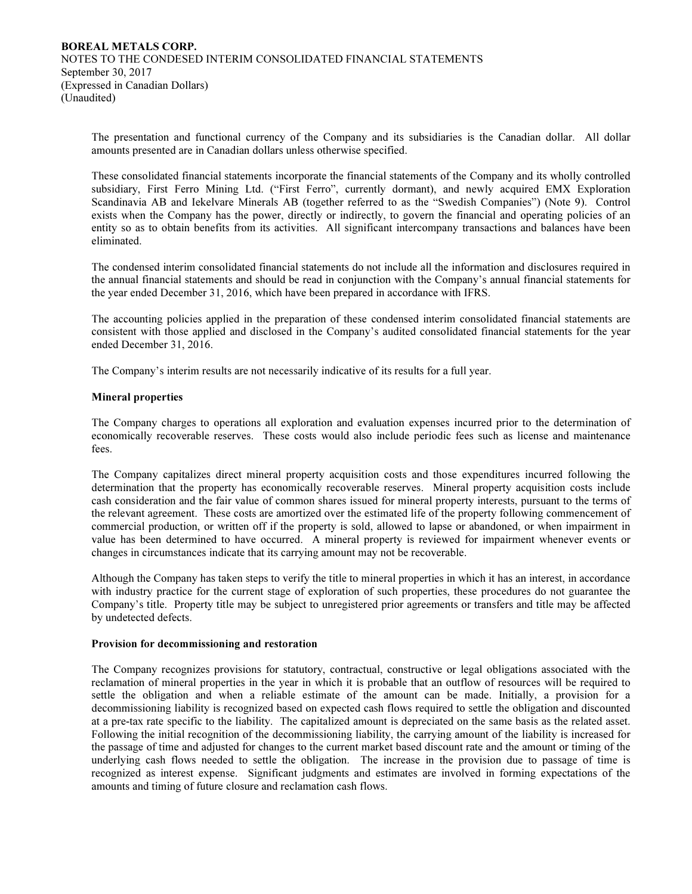The presentation and functional currency of the Company and its subsidiaries is the Canadian dollar. All dollar amounts presented are in Canadian dollars unless otherwise specified.

These consolidated financial statements incorporate the financial statements of the Company and its wholly controlled subsidiary, First Ferro Mining Ltd. ("First Ferro", currently dormant), and newly acquired EMX Exploration Scandinavia AB and Iekelvare Minerals AB (together referred to as the "Swedish Companies") (Note 9). Control exists when the Company has the power, directly or indirectly, to govern the financial and operating policies of an entity so as to obtain benefits from its activities. All significant intercompany transactions and balances have been eliminated.

The condensed interim consolidated financial statements do not include all the information and disclosures required in the annual financial statements and should be read in conjunction with the Company's annual financial statements for the year ended December 31, 2016, which have been prepared in accordance with IFRS.

The accounting policies applied in the preparation of these condensed interim consolidated financial statements are consistent with those applied and disclosed in the Company's audited consolidated financial statements for the year ended December 31, 2016.

The Company's interim results are not necessarily indicative of its results for a full year.

**Mineral properties**

The Company charges to operations all exploration and evaluation expenses incurred prior to the determination of economically recoverable reserves. These costs would also include periodic fees such as license and maintenance fees.

The Company capitalizes direct mineral property acquisition costs and those expenditures incurred following the determination that the property has economically recoverable reserves. Mineral property acquisition costs include cash consideration and the fair value of common shares issued for mineral property interests, pursuant to the terms of the relevant agreement. These costs are amortized over the estimated life of the property following commencement of commercial production, or written off if the property is sold, allowed to lapse or abandoned, or when impairment in value has been determined to have occurred. A mineral property is reviewed for impairment whenever events or changes in circumstances indicate that its carrying amount may not be recoverable.

Although the Company has taken steps to verify the title to mineral properties in which it has an interest, in accordance with industry practice for the current stage of exploration of such properties, these procedures do not guarantee the Company's title. Property title may be subject to unregistered prior agreements or transfers and title may be affected by undetected defects.

**Provision for decommissioning and restoration**

The Company recognizes provisions for statutory, contractual, constructive or legal obligations associated with the reclamation of mineral properties in the year in which it is probable that an outflow of resources will be required to settle the obligation and when a reliable estimate of the amount can be made. Initially, a provision for a decommissioning liability is recognized based on expected cash flows required to settle the obligation and discounted at a pre-tax rate specific to the liability. The capitalized amount is depreciated on the same basis as the related asset. Following the initial recognition of the decommissioning liability, the carrying amount of the liability is increased for the passage of time and adjusted for changes to the current market based discount rate and the amount or timing of the underlying cash flows needed to settle the obligation. The increase in the provision due to passage of time is recognized as interest expense. Significant judgments and estimates are involved in forming expectations of the amounts and timing of future closure and reclamation cash flows.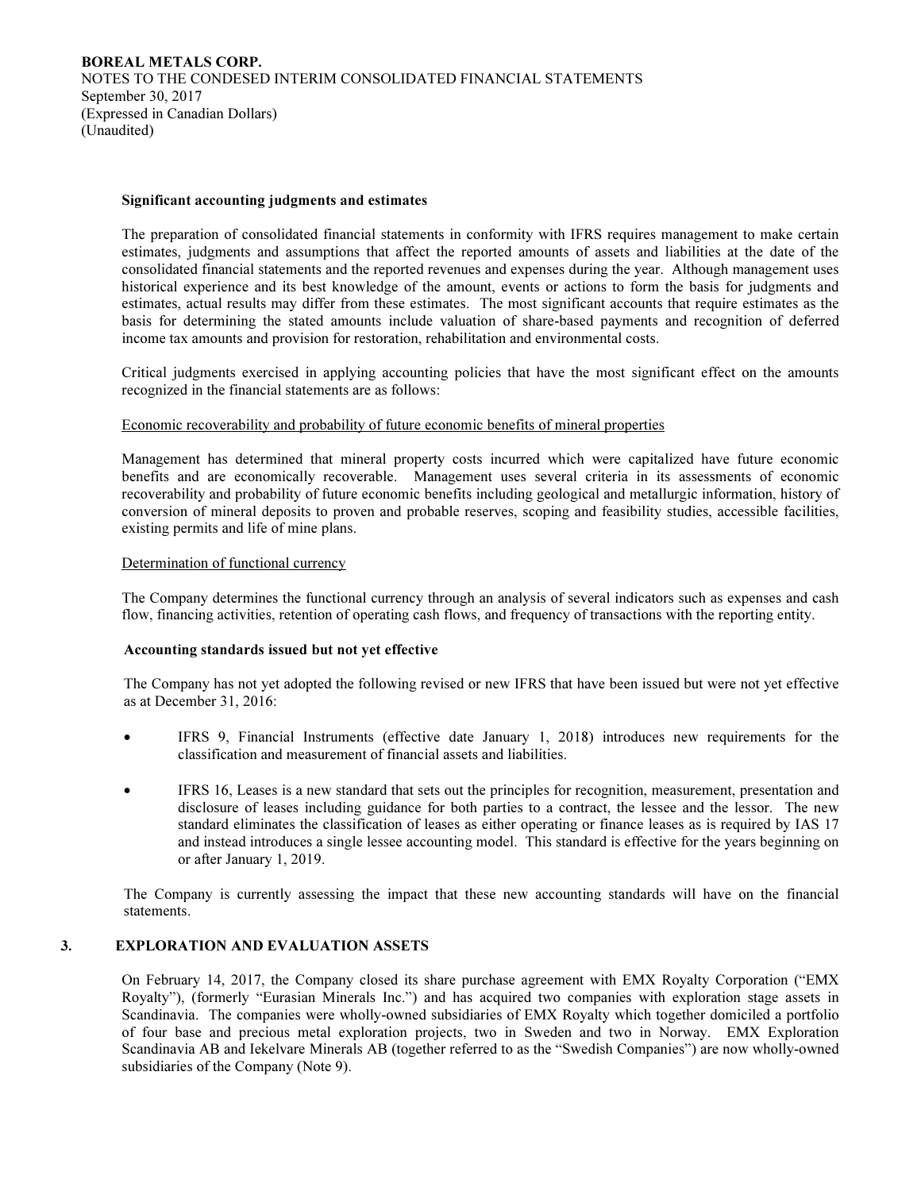**Significant accounting judgments and estimates**

The preparation of consolidated financial statements in conformity with IFRS requires management to make certain estimates, judgments and assumptions that affect the reported amounts of assets and liabilities at the date of the consolidated financial statements and the reported revenues and expenses during the year. Although management uses historical experience and its best knowledge of the amount, events or actions to form the basis for judgments and estimates, actual results may differ from these estimates. The most significant accounts that require estimates as the basis for determining the stated amounts include valuation of share-based payments and recognition of deferred income tax amounts and provision for restoration, rehabilitation and environmental costs.

Critical judgments exercised in applying accounting policies that have the most significant effect on the amounts recognized in the financial statements are as follows:

Economic recoverability and probability of future economic benefits of mineral properties

Management has determined that mineral property costs incurred which were capitalized have future economic benefits and are economically recoverable. Management uses several criteria in its assessments of economic recoverability and probability of future economic benefits including geological and metallurgic information, history of conversion of mineral deposits to proven and probable reserves, scoping and feasibility studies, accessible facilities, existing permits and life of mine plans.

Determination of functional currency

The Company determines the functional currency through an analysis of several indicators such as expenses and cash flow, financing activities, retention of operating cash flows, and frequency of transactions with the reporting entity.

**Accounting standards issued but not yet effective**

The Company has not yet adopted the following revised or new IFRS that have been issued but were not yet effective as at December 31, 2016:

- IFRS 9, Financial Instruments (effective date January 1, 2018) introduces new requirements for the classification and measurement of financial assets and liabilities.
- IFRS 16, Leases is a new standard that sets out the principles for recognition, measurement, presentation and disclosure of leases including guidance for both parties to a contract, the lessee and the lessor. The new standard eliminates the classification of leases as either operating or finance leases as is required by IAS 17 and instead introduces a single lessee accounting model. This standard is effective for the years beginning on or after January 1, 2019.

The Company is currently assessing the impact that these new accounting standards will have on the financial statements.

## 3. EXPLORATION AND EVALUATION ASSETS

On February 14, 2017, the Company closed its share purchase agreement with EMX Royalty Corporation ("EMX Royalty"), (formerly "Eurasian Minerals Inc.") and has acquired two companies with exploration stage assets in Scandinavia. The companies were wholly-owned subsidiaries of EMX Royalty which together domiciled a portfolio of four base and precious metal exploration projects, two in Sweden and two in Norway. EMX Exploration Scandinavia AB and Iekelvare Minerals AB (together referred to as the "Swedish Companies") are now wholly-owned subsidiaries of the Company (Note 9).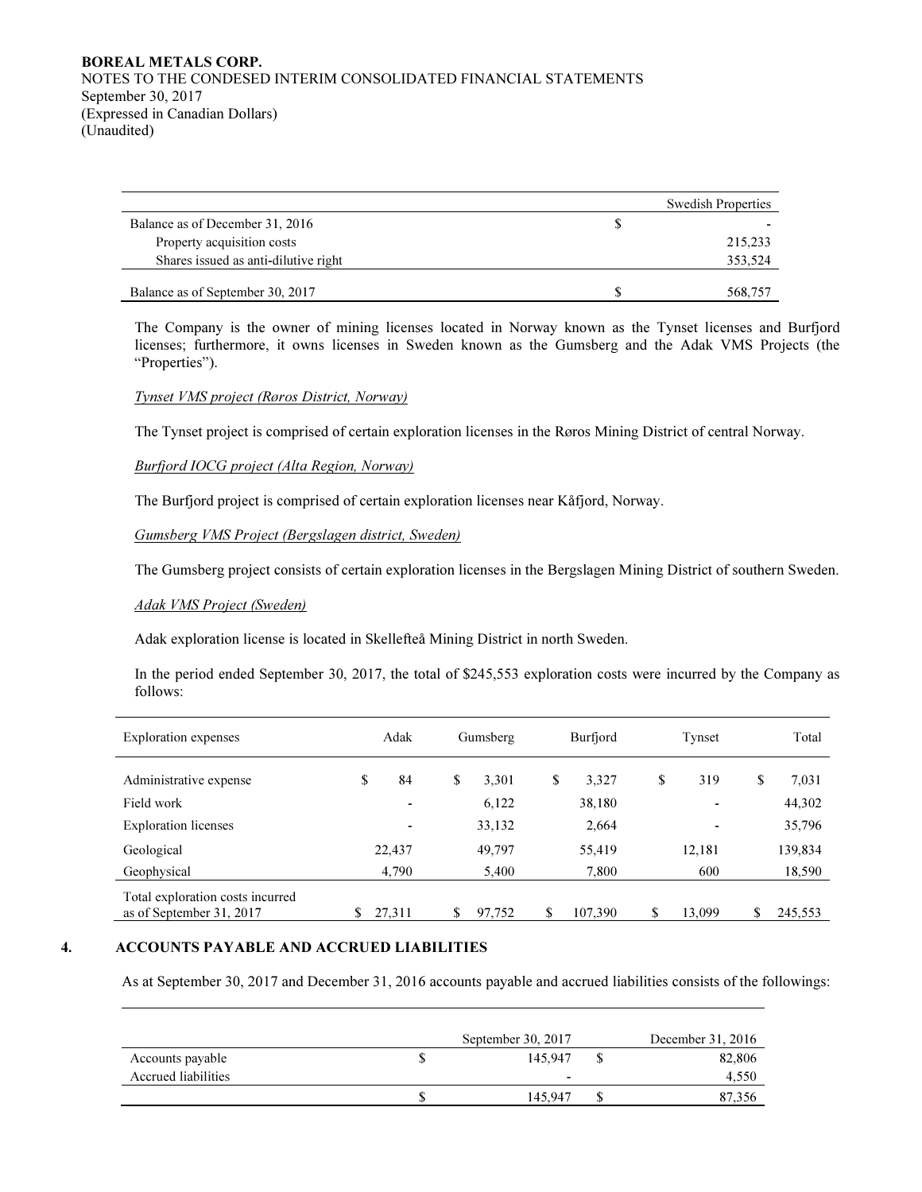| | | Swedish Properties |
|---|---|---|
| Balance as of December 31, 2016 | $ | - |
| Property acquisition costs | | 215,233 |
| Shares issued as anti-dilutive right | | 353,524 |
| Balance as of September 30, 2017 | $ | 568,757 |

The Company is the owner of mining licenses located in Norway known as the Tynset licenses and Burfjord licenses; furthermore, it owns licenses in Sweden known as the Gumsberg and the Adak VMS Projects (the "Properties").

*Tynset VMS project (Røros District, Norway)*

The Tynset project is comprised of certain exploration licenses in the Røros Mining District of central Norway.

*Burfjord IOCG project (Alta Region, Norway)*

The Burfjord project is comprised of certain exploration licenses near Kåfjord, Norway.

*Gumsberg VMS Project (Bergslagen district, Sweden)*

The Gumsberg project consists of certain exploration licenses in the Bergslagen Mining District of southern Sweden.

*Adak VMS Project (Sweden)*

Adak exploration license is located in Skellefteå Mining District in north Sweden.

In the period ended September 30, 2017, the total of $245,553 exploration costs were incurred by the Company as follows:

| Exploration expenses | Adak | Gumsberg | Burfjord | Tynset | Total |
|---|---|---|---|---|---|
| Administrative expense | $ 84 | $ 3,301 | $ 3,327 | $ 319 | $ 7,031 |
| Field work | - | 6,122 | 38,180 | - | 44,302 |
| Exploration licenses | - | 33,132 | 2,664 | - | 35,796 |
| Geological | 22,437 | 49,797 | 55,419 | 12,181 | 139,834 |
| Geophysical | 4,790 | 5,400 | 7,800 | 600 | 18,590 |
| Total exploration costs incurred as of September 31, 2017 | $ 27,311 | $ 97,752 | $ 107,390 | $ 13,099 | $ 245,553 |

## 4. ACCOUNTS PAYABLE AND ACCRUED LIABILITIES

As at September 30, 2017 and December 31, 2016 accounts payable and accrued liabilities consists of the followings:

| | September 30, 2017 | December 31, 2016 |
|---|---|---|
| Accounts payable | $ 145,947 | $ 82,806 |
| Accrued liabilities | - | 4,550 |
| | $ 145,947 | $ 87,356 |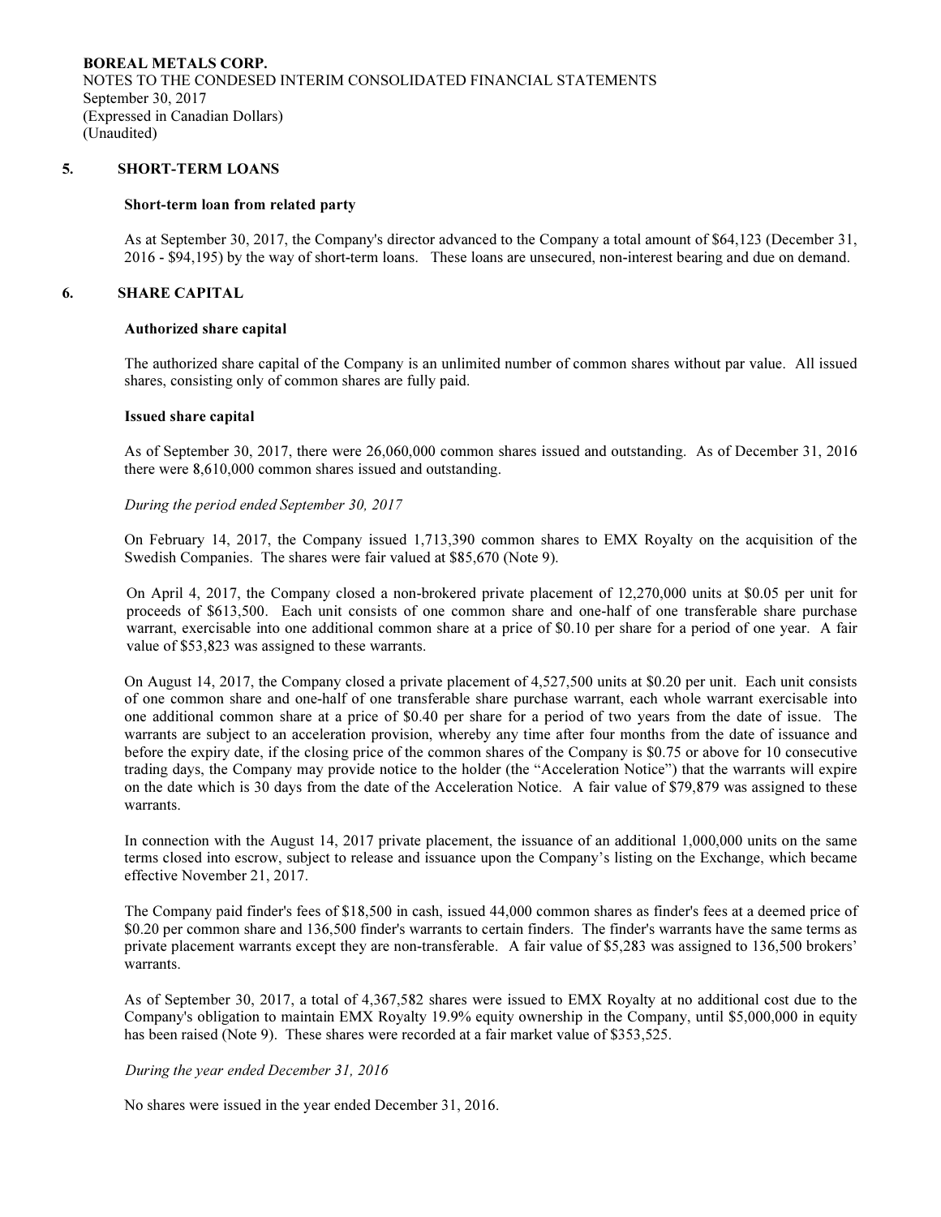## 5. SHORT-TERM LOANS

**Short-term loan from related party**

As at September 30, 2017, the Company's director advanced to the Company a total amount of $64,123 (December 31, 2016 - $94,195) by the way of short-term loans. These loans are unsecured, non-interest bearing and due on demand.

## 6. SHARE CAPITAL

**Authorized share capital**

The authorized share capital of the Company is an unlimited number of common shares without par value. All issued shares, consisting only of common shares are fully paid.

**Issued share capital**

As of September 30, 2017, there were 26,060,000 common shares issued and outstanding. As of December 31, 2016 there were 8,610,000 common shares issued and outstanding.

*During the period ended September 30, 2017*

On February 14, 2017, the Company issued 1,713,390 common shares to EMX Royalty on the acquisition of the Swedish Companies. The shares were fair valued at $85,670 (Note 9).

On April 4, 2017, the Company closed a non-brokered private placement of 12,270,000 units at $0.05 per unit for proceeds of $613,500. Each unit consists of one common share and one-half of one transferable share purchase warrant, exercisable into one additional common share at a price of $0.10 per share for a period of one year. A fair value of $53,823 was assigned to these warrants.

On August 14, 2017, the Company closed a private placement of 4,527,500 units at $0.20 per unit. Each unit consists of one common share and one-half of one transferable share purchase warrant, each whole warrant exercisable into one additional common share at a price of $0.40 per share for a period of two years from the date of issue. The warrants are subject to an acceleration provision, whereby any time after four months from the date of issuance and before the expiry date, if the closing price of the common shares of the Company is $0.75 or above for 10 consecutive trading days, the Company may provide notice to the holder (the "Acceleration Notice") that the warrants will expire on the date which is 30 days from the date of the Acceleration Notice. A fair value of $79,879 was assigned to these warrants.

In connection with the August 14, 2017 private placement, the issuance of an additional 1,000,000 units on the same terms closed into escrow, subject to release and issuance upon the Company's listing on the Exchange, which became effective November 21, 2017.

The Company paid finder's fees of $18,500 in cash, issued 44,000 common shares as finder's fees at a deemed price of $0.20 per common share and 136,500 finder's warrants to certain finders. The finder's warrants have the same terms as private placement warrants except they are non-transferable. A fair value of $5,283 was assigned to 136,500 brokers' warrants.

As of September 30, 2017, a total of 4,367,582 shares were issued to EMX Royalty at no additional cost due to the Company's obligation to maintain EMX Royalty 19.9% equity ownership in the Company, until $5,000,000 in equity has been raised (Note 9). These shares were recorded at a fair market value of $353,525.

*During the year ended December 31, 2016*

No shares were issued in the year ended December 31, 2016.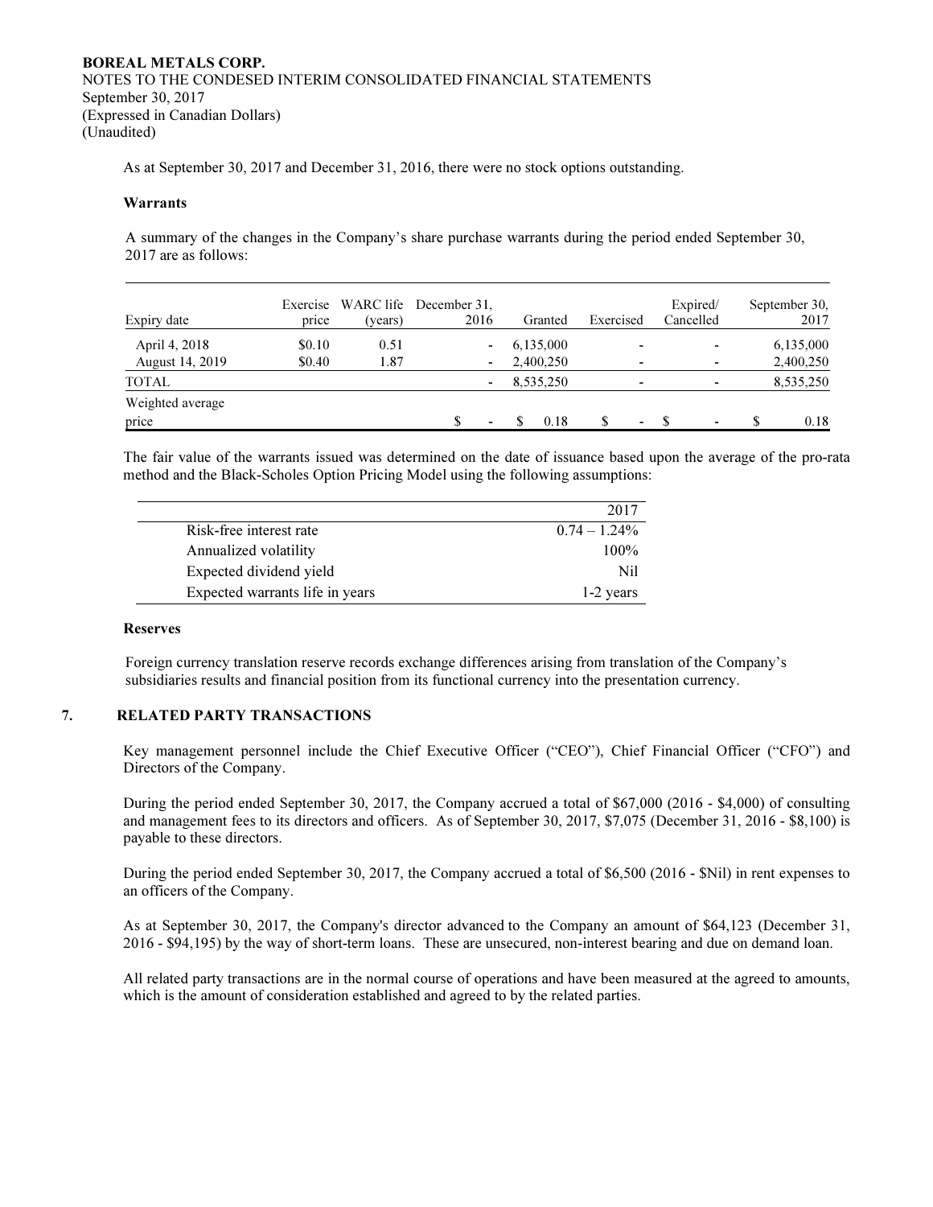**BOREAL METALS CORP.**
NOTES TO THE CONDENSED INTERIM CONSOLIDATED FINANCIAL STATEMENTS
September 30, 2017
(Expressed in Canadian Dollars)
(Unaudited)

As at September 30, 2017 and December 31, 2016, there were no stock options outstanding.

**Warrants**

A summary of the changes in the Company's share purchase warrants during the period ended September 30, 2017 are as follows:

| Expiry date | Exercise price | WARC life (years) | December 31, 2016 | Granted | Exercised | Expired/ Cancelled | September 30, 2017 |
|---|---|---|---|---|---|---|---|
| April 4, 2018 | $0.10 | 0.51 | - | 6,135,000 | - | - | 6,135,000 |
| August 14, 2019 | $0.40 | 1.87 | - | 2,400,250 | - | - | 2,400,250 |
| TOTAL | | | - | 8,535,250 | - | - | 8,535,250 |
| Weighted average price | | | $ - | $ 0.18 | $ - | $ - | $ 0.18 |

The fair value of the warrants issued was determined on the date of issuance based upon the average of the pro-rata method and the Black-Scholes Option Pricing Model using the following assumptions:

| | 2017 |
|---|---|
| Risk-free interest rate | 0.74 – 1.24% |
| Annualized volatility | 100% |
| Expected dividend yield | Nil |
| Expected warrants life in years | 1-2 years |

**Reserves**

Foreign currency translation reserve records exchange differences arising from translation of the Company's subsidiaries results and financial position from its functional currency into the presentation currency.

## 7. RELATED PARTY TRANSACTIONS

Key management personnel include the Chief Executive Officer ("CEO"), Chief Financial Officer ("CFO") and Directors of the Company.

During the period ended September 30, 2017, the Company accrued a total of $67,000 (2016 - $4,000) of consulting and management fees to its directors and officers. As of September 30, 2017, $7,075 (December 31, 2016 - $8,100) is payable to these directors.

During the period ended September 30, 2017, the Company accrued a total of $6,500 (2016 - $Nil) in rent expenses to an officers of the Company.

As at September 30, 2017, the Company's director advanced to the Company an amount of $64,123 (December 31, 2016 - $94,195) by the way of short-term loans. These are unsecured, non-interest bearing and due on demand loan.

All related party transactions are in the normal course of operations and have been measured at the agreed to amounts, which is the amount of consideration established and agreed to by the related parties.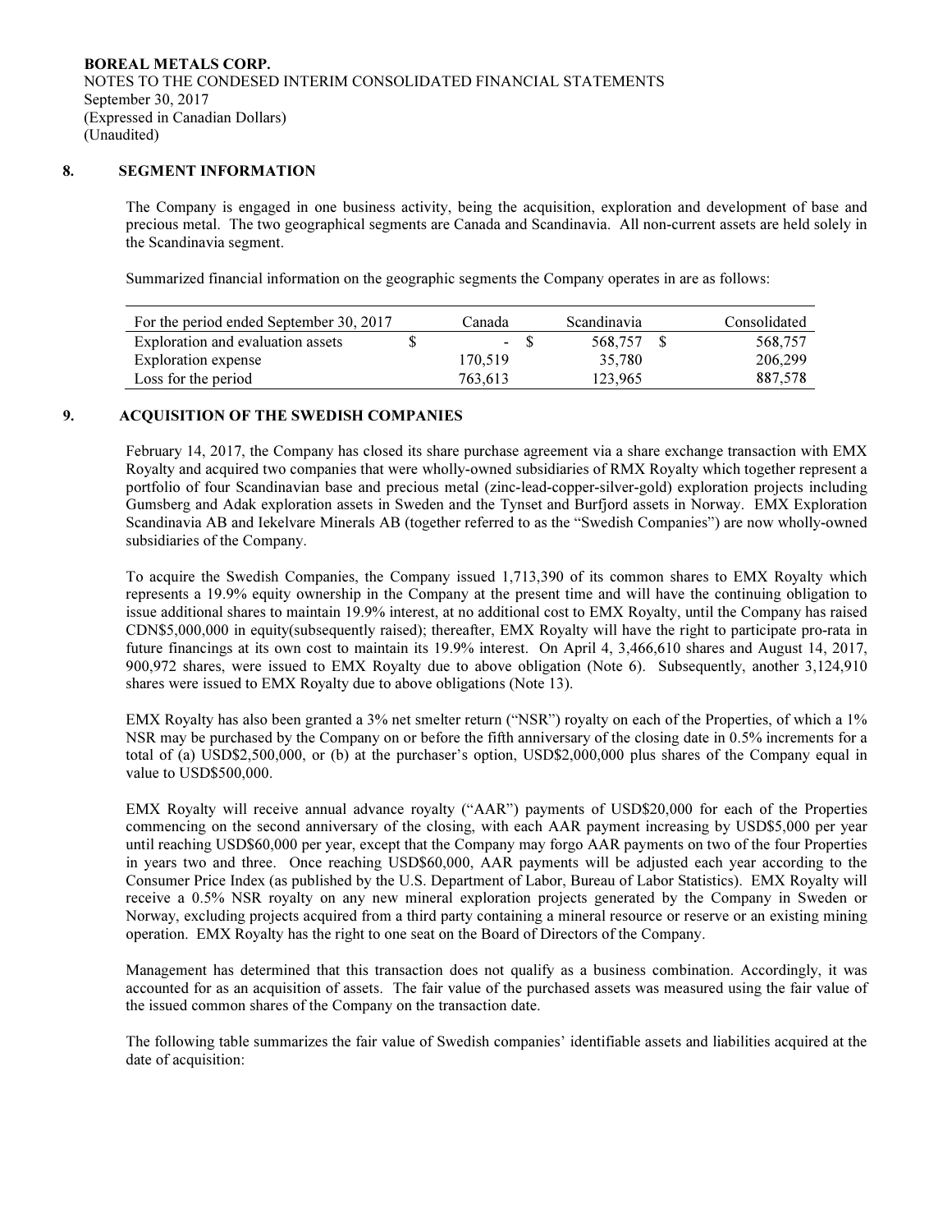## 8. SEGMENT INFORMATION

The Company is engaged in one business activity, being the acquisition, exploration and development of base and precious metal. The two geographical segments are Canada and Scandinavia. All non-current assets are held solely in the Scandinavia segment.

Summarized financial information on the geographic segments the Company operates in are as follows:

| For the period ended September 30, 2017 | Canada | Scandinavia | Consolidated |
|---|---|---|---|
| Exploration and evaluation assets | $ - | $ 568,757 | $ 568,757 |
| Exploration expense | 170,519 | 35,780 | 206,299 |
| Loss for the period | 763,613 | 123,965 | 887,578 |

## 9. ACQUISITION OF THE SWEDISH COMPANIES

February 14, 2017, the Company has closed its share purchase agreement via a share exchange transaction with EMX Royalty and acquired two companies that were wholly-owned subsidiaries of RMX Royalty which together represent a portfolio of four Scandinavian base and precious metal (zinc-lead-copper-silver-gold) exploration projects including Gumsberg and Adak exploration assets in Sweden and the Tynset and Burfjord assets in Norway. EMX Exploration Scandinavia AB and Iekelvare Minerals AB (together referred to as the "Swedish Companies") are now wholly-owned subsidiaries of the Company.

To acquire the Swedish Companies, the Company issued 1,713,390 of its common shares to EMX Royalty which represents a 19.9% equity ownership in the Company at the present time and will have the continuing obligation to issue additional shares to maintain 19.9% interest, at no additional cost to EMX Royalty, until the Company has raised CDN$5,000,000 in equity(subsequently raised); thereafter, EMX Royalty will have the right to participate pro-rata in future financings at its own cost to maintain its 19.9% interest. On April 4, 3,466,610 shares and August 14, 2017, 900,972 shares, were issued to EMX Royalty due to above obligation (Note 6). Subsequently, another 3,124,910 shares were issued to EMX Royalty due to above obligations (Note 13).

EMX Royalty has also been granted a 3% net smelter return ("NSR") royalty on each of the Properties, of which a 1% NSR may be purchased by the Company on or before the fifth anniversary of the closing date in 0.5% increments for a total of (a) USD$2,500,000, or (b) at the purchaser's option, USD$2,000,000 plus shares of the Company equal in value to USD$500,000.

EMX Royalty will receive annual advance royalty ("AAR") payments of USD$20,000 for each of the Properties commencing on the second anniversary of the closing, with each AAR payment increasing by USD$5,000 per year until reaching USD$60,000 per year, except that the Company may forgo AAR payments on two of the four Properties in years two and three. Once reaching USD$60,000, AAR payments will be adjusted each year according to the Consumer Price Index (as published by the U.S. Department of Labor, Bureau of Labor Statistics). EMX Royalty will receive a 0.5% NSR royalty on any new mineral exploration projects generated by the Company in Sweden or Norway, excluding projects acquired from a third party containing a mineral resource or reserve or an existing mining operation. EMX Royalty has the right to one seat on the Board of Directors of the Company.

Management has determined that this transaction does not qualify as a business combination. Accordingly, it was accounted for as an acquisition of assets. The fair value of the purchased assets was measured using the fair value of the issued common shares of the Company on the transaction date.

The following table summarizes the fair value of Swedish companies' identifiable assets and liabilities acquired at the date of acquisition: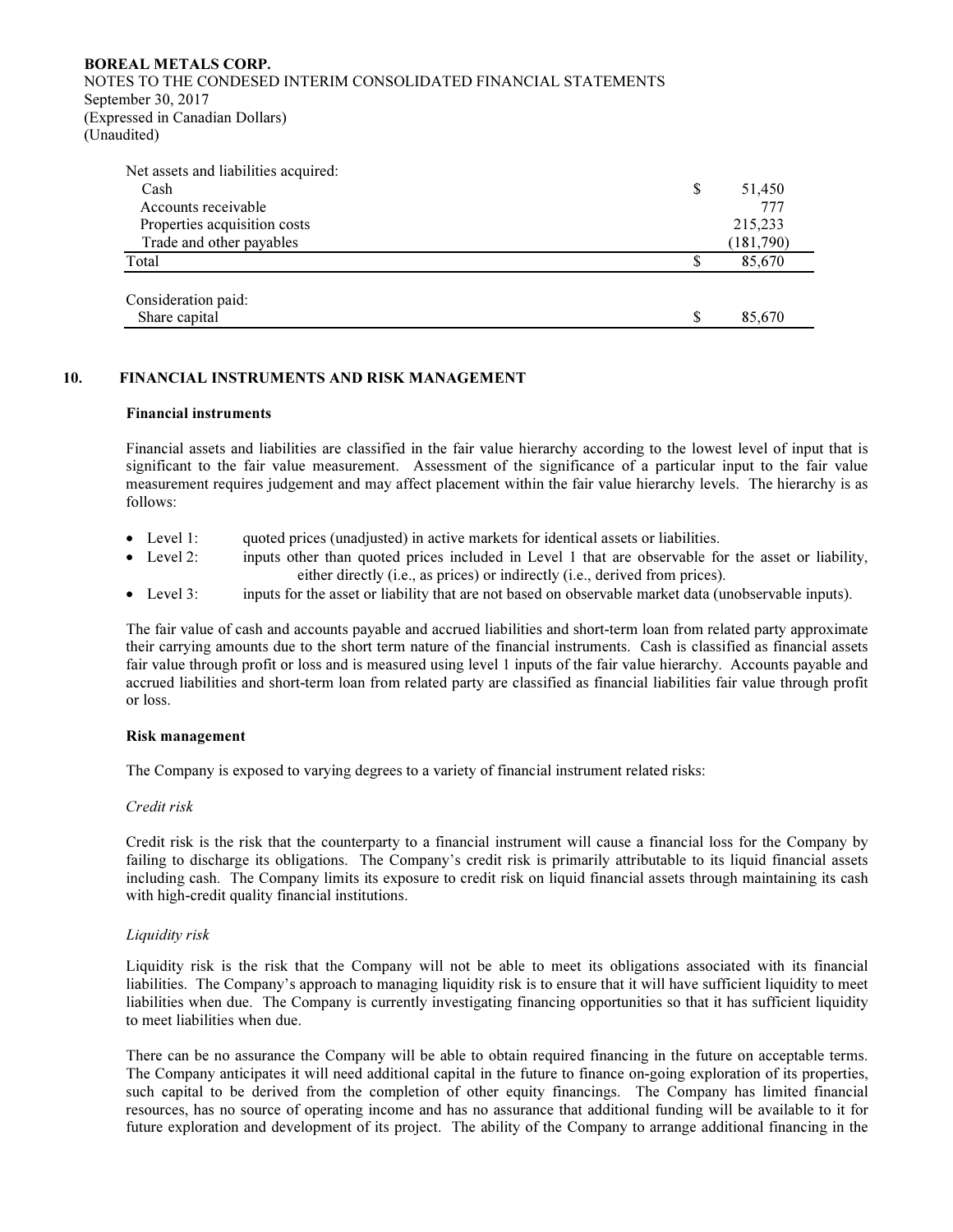| Net assets and liabilities acquired: | | |
|---|---|---|
| Cash | $ | 51,450 |
| Accounts receivable | | 777 |
| Properties acquisition costs | | 215,233 |
| Trade and other payables | | (181,790) |
| Total | $ | 85,670 |
| | | |
| Consideration paid: | | |
| Share capital | $ | 85,670 |

## 10. FINANCIAL INSTRUMENTS AND RISK MANAGEMENT

**Financial instruments**

Financial assets and liabilities are classified in the fair value hierarchy according to the lowest level of input that is significant to the fair value measurement. Assessment of the significance of a particular input to the fair value measurement requires judgement and may affect placement within the fair value hierarchy levels. The hierarchy is as follows:

- Level 1: quoted prices (unadjusted) in active markets for identical assets or liabilities.
- Level 2: inputs other than quoted prices included in Level 1 that are observable for the asset or liability, either directly (i.e., as prices) or indirectly (i.e., derived from prices).
- Level 3: inputs for the asset or liability that are not based on observable market data (unobservable inputs).

The fair value of cash and accounts payable and accrued liabilities and short-term loan from related party approximate their carrying amounts due to the short term nature of the financial instruments. Cash is classified as financial assets fair value through profit or loss and is measured using level 1 inputs of the fair value hierarchy. Accounts payable and accrued liabilities and short-term loan from related party are classified as financial liabilities fair value through profit or loss.

**Risk management**

The Company is exposed to varying degrees to a variety of financial instrument related risks:

*Credit risk*

Credit risk is the risk that the counterparty to a financial instrument will cause a financial loss for the Company by failing to discharge its obligations. The Company's credit risk is primarily attributable to its liquid financial assets including cash. The Company limits its exposure to credit risk on liquid financial assets through maintaining its cash with high-credit quality financial institutions.

*Liquidity risk*

Liquidity risk is the risk that the Company will not be able to meet its obligations associated with its financial liabilities. The Company's approach to managing liquidity risk is to ensure that it will have sufficient liquidity to meet liabilities when due. The Company is currently investigating financing opportunities so that it has sufficient liquidity to meet liabilities when due.

There can be no assurance the Company will be able to obtain required financing in the future on acceptable terms. The Company anticipates it will need additional capital in the future to finance on-going exploration of its properties, such capital to be derived from the completion of other equity financings. The Company has limited financial resources, has no source of operating income and has no assurance that additional funding will be available to it for future exploration and development of its project. The ability of the Company to arrange additional financing in the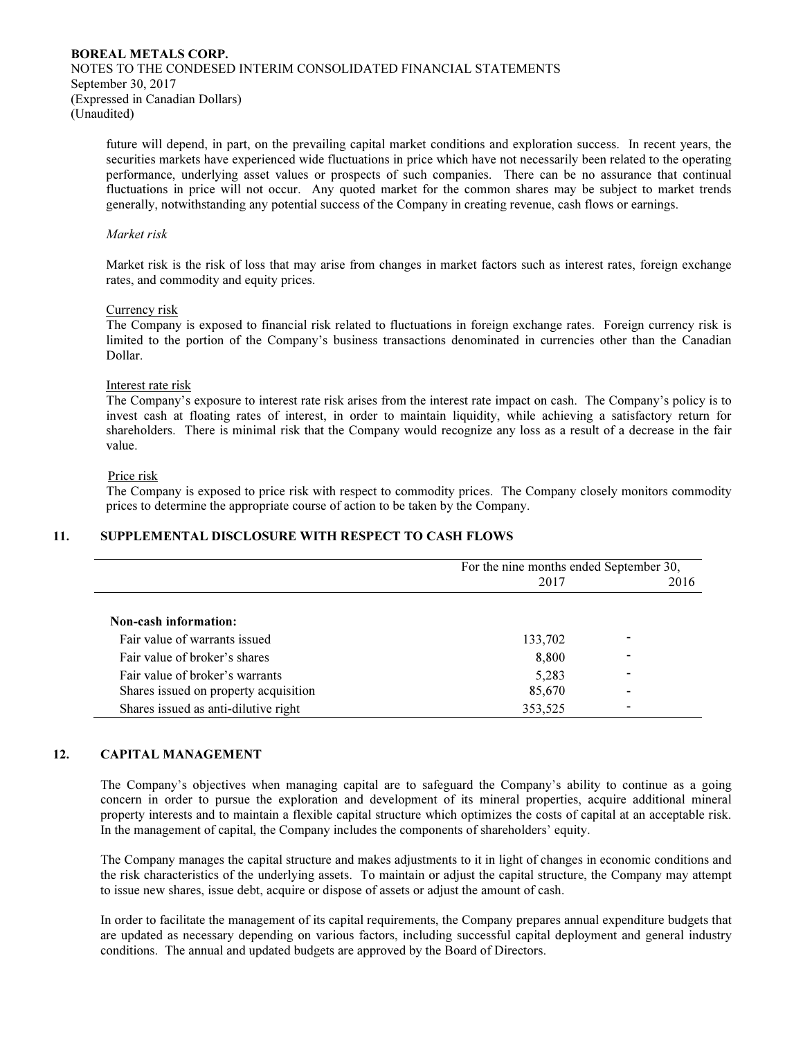future will depend, in part, on the prevailing capital market conditions and exploration success. In recent years, the securities markets have experienced wide fluctuations in price which have not necessarily been related to the operating performance, underlying asset values or prospects of such companies. There can be no assurance that continual fluctuations in price will not occur. Any quoted market for the common shares may be subject to market trends generally, notwithstanding any potential success of the Company in creating revenue, cash flows or earnings.

*Market risk*

Market risk is the risk of loss that may arise from changes in market factors such as interest rates, foreign exchange rates, and commodity and equity prices.

Currency risk

The Company is exposed to financial risk related to fluctuations in foreign exchange rates. Foreign currency risk is limited to the portion of the Company's business transactions denominated in currencies other than the Canadian Dollar.

Interest rate risk

The Company's exposure to interest rate risk arises from the interest rate impact on cash. The Company's policy is to invest cash at floating rates of interest, in order to maintain liquidity, while achieving a satisfactory return for shareholders. There is minimal risk that the Company would recognize any loss as a result of a decrease in the fair value.

Price risk

The Company is exposed to price risk with respect to commodity prices. The Company closely monitors commodity prices to determine the appropriate course of action to be taken by the Company.

## 11. SUPPLEMENTAL DISCLOSURE WITH RESPECT TO CASH FLOWS

| | For the nine months ended September 30, 2017 | 2016 |
|---|---|---|
| **Non-cash information:** | | |
| Fair value of warrants issued | 133,702 | - |
| Fair value of broker's shares | 8,800 | - |
| Fair value of broker's warrants | 5,283 | - |
| Shares issued on property acquisition | 85,670 | - |
| Shares issued as anti-dilutive right | 353,525 | - |

## 12. CAPITAL MANAGEMENT

The Company's objectives when managing capital are to safeguard the Company's ability to continue as a going concern in order to pursue the exploration and development of its mineral properties, acquire additional mineral property interests and to maintain a flexible capital structure which optimizes the costs of capital at an acceptable risk. In the management of capital, the Company includes the components of shareholders' equity.

The Company manages the capital structure and makes adjustments to it in light of changes in economic conditions and the risk characteristics of the underlying assets. To maintain or adjust the capital structure, the Company may attempt to issue new shares, issue debt, acquire or dispose of assets or adjust the amount of cash.

In order to facilitate the management of its capital requirements, the Company prepares annual expenditure budgets that are updated as necessary depending on various factors, including successful capital deployment and general industry conditions. The annual and updated budgets are approved by the Board of Directors.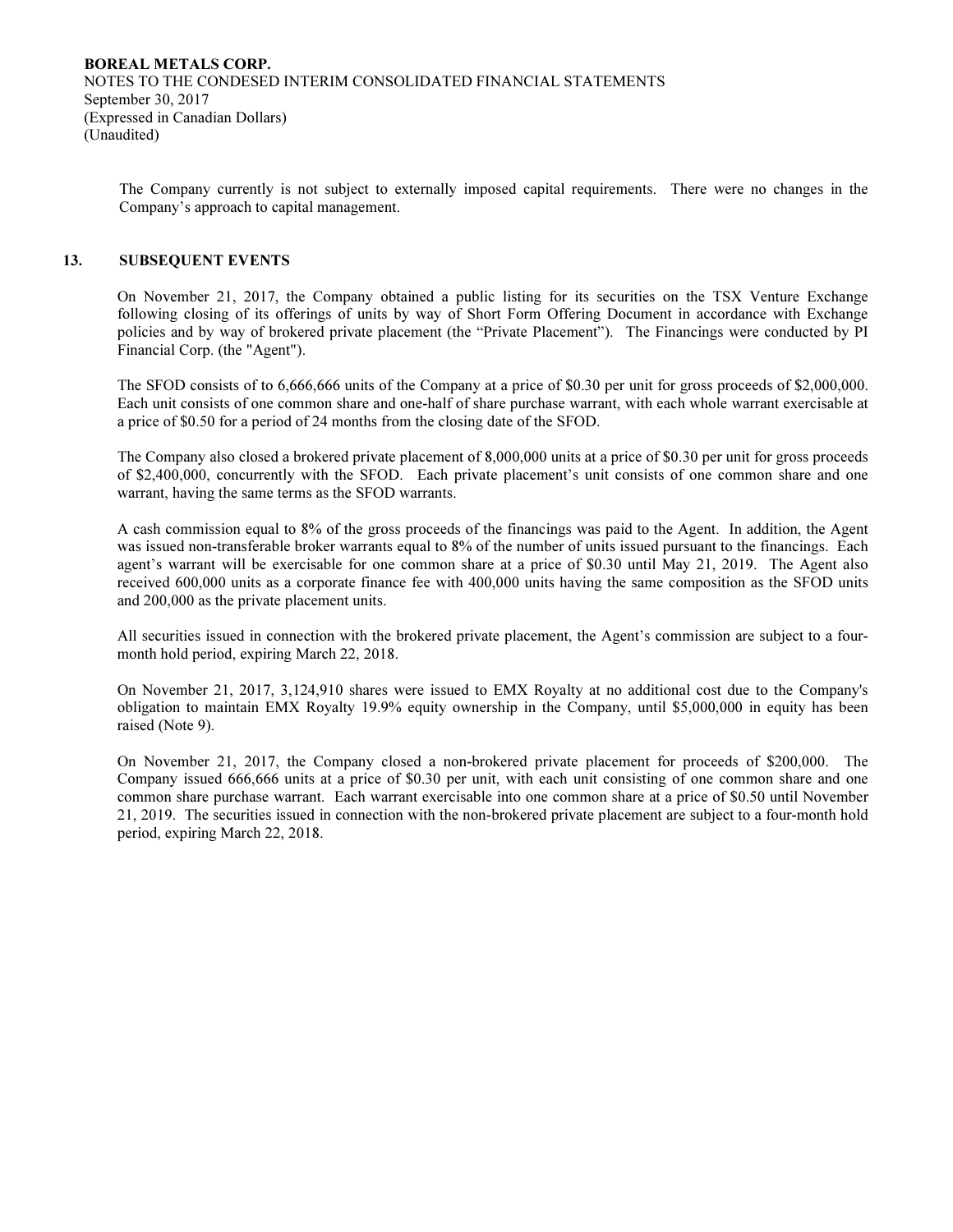The Company currently is not subject to externally imposed capital requirements. There were no changes in the Company's approach to capital management.

## 13. SUBSEQUENT EVENTS

On November 21, 2017, the Company obtained a public listing for its securities on the TSX Venture Exchange following closing of its offerings of units by way of Short Form Offering Document in accordance with Exchange policies and by way of brokered private placement (the "Private Placement"). The Financings were conducted by PI Financial Corp. (the "Agent").

The SFOD consists of to 6,666,666 units of the Company at a price of $0.30 per unit for gross proceeds of $2,000,000. Each unit consists of one common share and one-half of share purchase warrant, with each whole warrant exercisable at a price of $0.50 for a period of 24 months from the closing date of the SFOD.

The Company also closed a brokered private placement of 8,000,000 units at a price of $0.30 per unit for gross proceeds of $2,400,000, concurrently with the SFOD. Each private placement's unit consists of one common share and one warrant, having the same terms as the SFOD warrants.

A cash commission equal to 8% of the gross proceeds of the financings was paid to the Agent. In addition, the Agent was issued non-transferable broker warrants equal to 8% of the number of units issued pursuant to the financings. Each agent's warrant will be exercisable for one common share at a price of $0.30 until May 21, 2019. The Agent also received 600,000 units as a corporate finance fee with 400,000 units having the same composition as the SFOD units and 200,000 as the private placement units.

All securities issued in connection with the brokered private placement, the Agent's commission are subject to a four-month hold period, expiring March 22, 2018.

On November 21, 2017, 3,124,910 shares were issued to EMX Royalty at no additional cost due to the Company's obligation to maintain EMX Royalty 19.9% equity ownership in the Company, until $5,000,000 in equity has been raised (Note 9).

On November 21, 2017, the Company closed a non-brokered private placement for proceeds of $200,000. The Company issued 666,666 units at a price of $0.30 per unit, with each unit consisting of one common share and one common share purchase warrant. Each warrant exercisable into one common share at a price of $0.50 until November 21, 2019. The securities issued in connection with the non-brokered private placement are subject to a four-month hold period, expiring March 22, 2018.